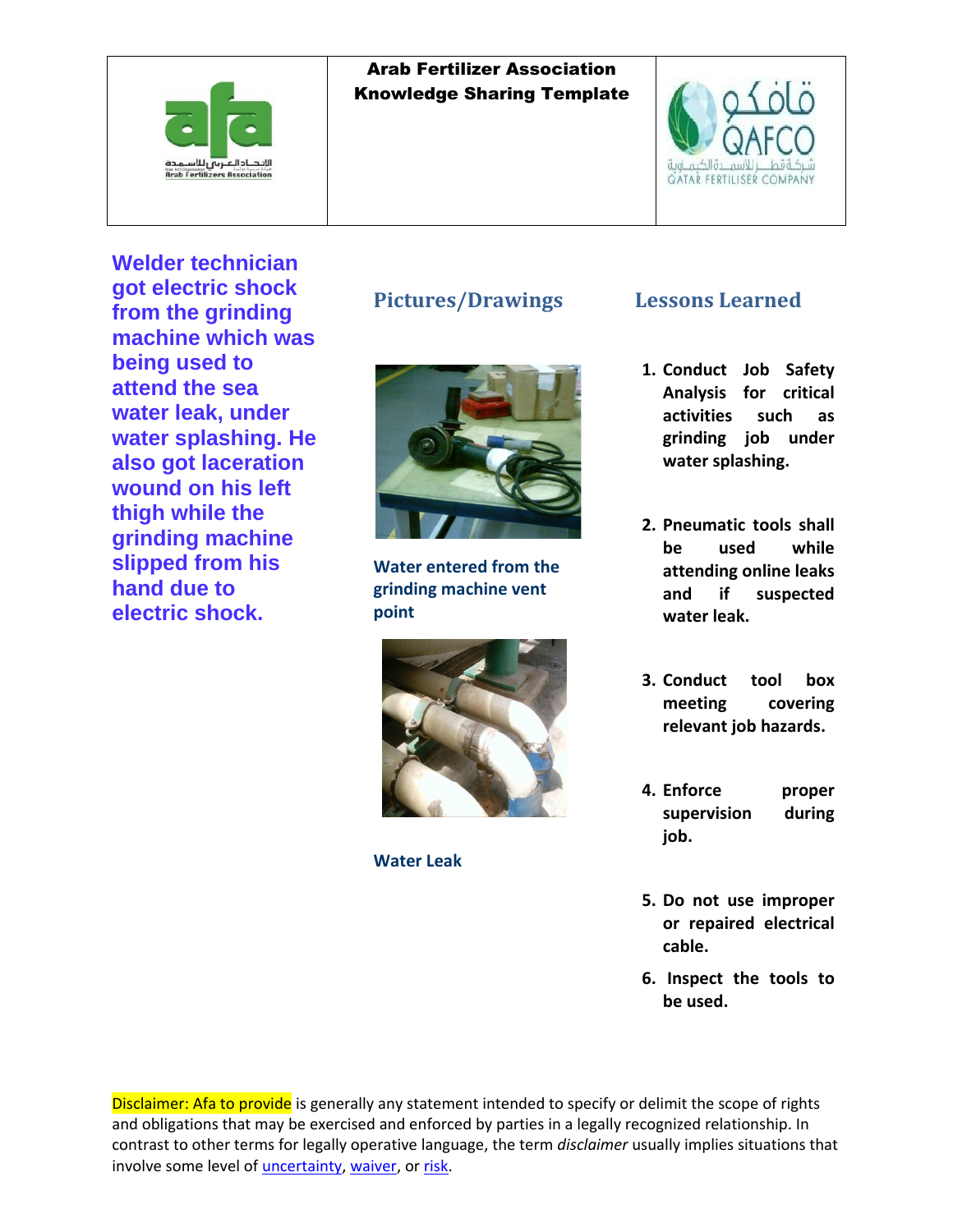**Arab Fertilizer Association**
**Knowledge Sharing Template**

## Welder technician got electric shock from the grinding machine which was being used to attend the sea water leak, under water splashing. He also got laceration wound on his left thigh while the grinding machine slipped from his hand due to electric shock.

## Pictures/Drawings

Water entered from the grinding machine vent point

Water Leak

## Lessons Learned

1. **Conduct Job Safety Analysis for critical activities such as grinding job under water splashing.**
2. **Pneumatic tools shall be used while attending online leaks and if suspected water leak.**
3. **Conduct tool box meeting covering relevant job hazards.**
4. **Enforce proper supervision during job.**
5. **Do not use improper or repaired electrical cable.**
6. **Inspect the tools to be used.**

Disclaimer: Afa to provide is generally any statement intended to specify or delimit the scope of rights and obligations that may be exercised and enforced by parties in a legally recognized relationship. In contrast to other terms for legally operative language, the term *disclaimer* usually implies situations that involve some level of uncertainty, waiver, or risk.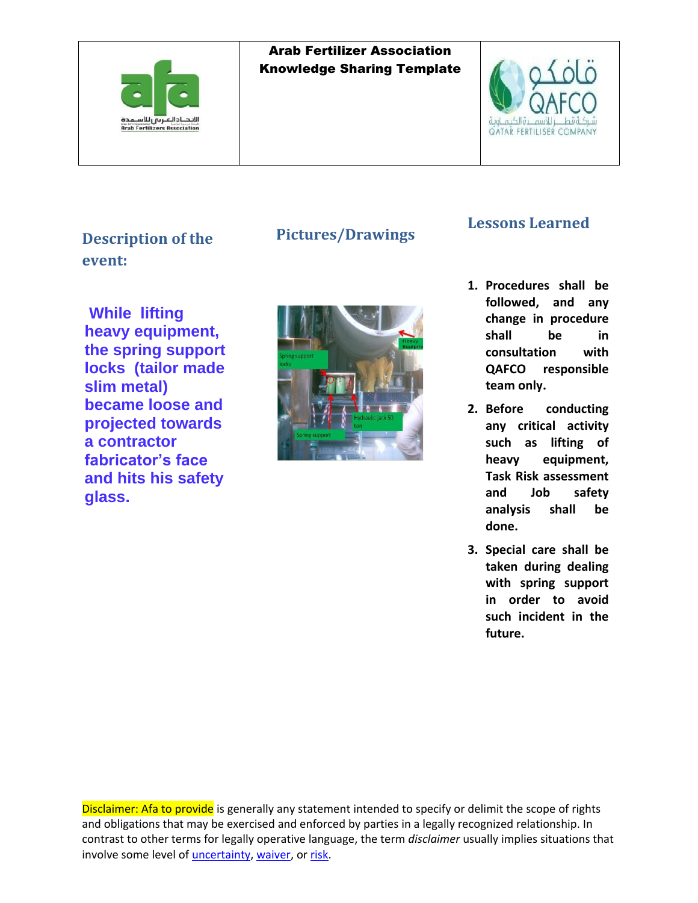**Arab Fertilizer Association**
**Knowledge Sharing Template**

## Description of the event:

**While lifting heavy equipment, the spring support locks (tailor made slim metal) became loose and projected towards a contractor fabricator's face and hits his safety glass.**

## Pictures/Drawings

## Lessons Learned

1. **Procedures shall be followed, and any change in procedure shall be in consultation with QAFCO responsible team only.**
2. **Before conducting any critical activity such as lifting of heavy equipment, Task Risk assessment and Job safety analysis shall be done.**
3. **Special care shall be taken during dealing with spring support in order to avoid such incident in the future.**

Disclaimer: Afa to provide is generally any statement intended to specify or delimit the scope of rights and obligations that may be exercised and enforced by parties in a legally recognized relationship. In contrast to other terms for legally operative language, the term *disclaimer* usually implies situations that involve some level of uncertainty, waiver, or risk.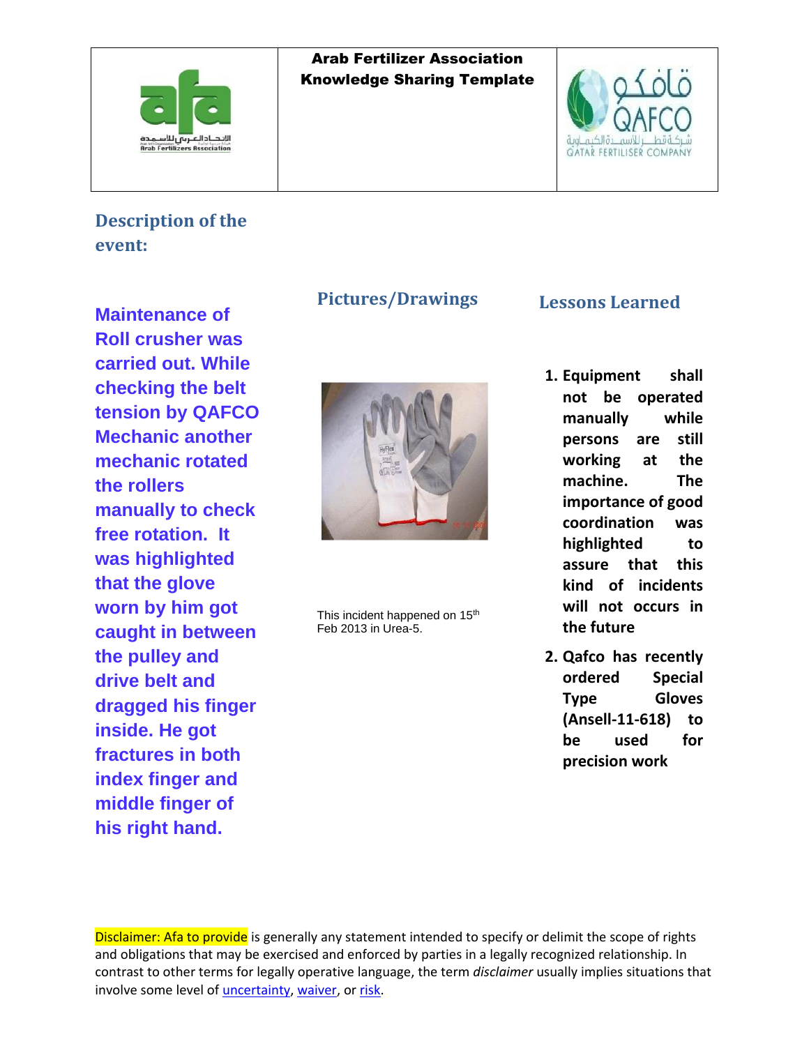| | **Arab Fertilizer Association Knowledge Sharing Template** | |
|---|---|---|

## Description of the event:

Maintenance of Roll crusher was carried out. While checking the belt tension by QAFCO Mechanic another mechanic rotated the rollers manually to check free rotation. It was highlighted that the glove worn by him got caught in between the pulley and drive belt and dragged his finger inside. He got fractures in both index finger and middle finger of his right hand.

## Pictures/Drawings

This incident happened on 15th Feb 2013 in Urea-5.

## Lessons Learned

1. **Equipment shall not be operated manually while persons are still working at the machine. The importance of good coordination was highlighted to assure that this kind of incidents will not occurs in the future**
2. **Qafco has recently ordered Special Type Gloves (Ansell-11-618) to be used for precision work**

Disclaimer: Afa to provide is generally any statement intended to specify or delimit the scope of rights and obligations that may be exercised and enforced by parties in a legally recognized relationship. In contrast to other terms for legally operative language, the term *disclaimer* usually implies situations that involve some level of uncertainty, waiver, or risk.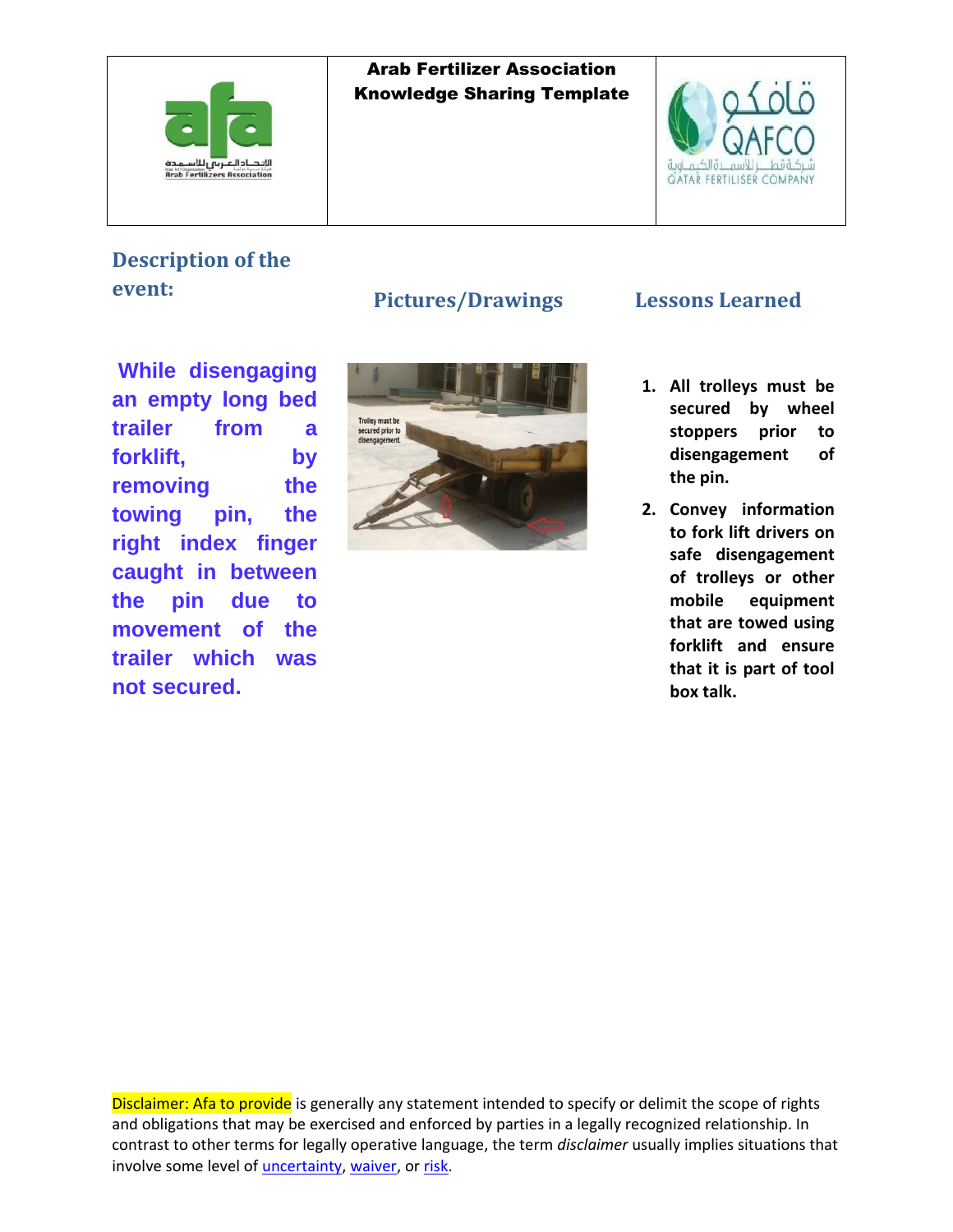| | Arab Fertilizer Association Knowledge Sharing Template | |
|---|---|---|

### Description of the event:

While disengaging an empty long bed trailer from a forklift, by removing the towing pin, the right index finger caught in between the pin due to movement of the trailer which was not secured.

### Pictures/Drawings

Trolley must be secured prior to disengagement.

### Lessons Learned

1. All trolleys must be secured by wheel stoppers prior to disengagement of the pin.
2. Convey information to fork lift drivers on safe disengagement of trolleys or other mobile equipment that are towed using forklift and ensure that it is part of tool box talk.

Disclaimer: Afa to provide is generally any statement intended to specify or delimit the scope of rights and obligations that may be exercised and enforced by parties in a legally recognized relationship. In contrast to other terms for legally operative language, the term *disclaimer* usually implies situations that involve some level of uncertainty, waiver, or risk.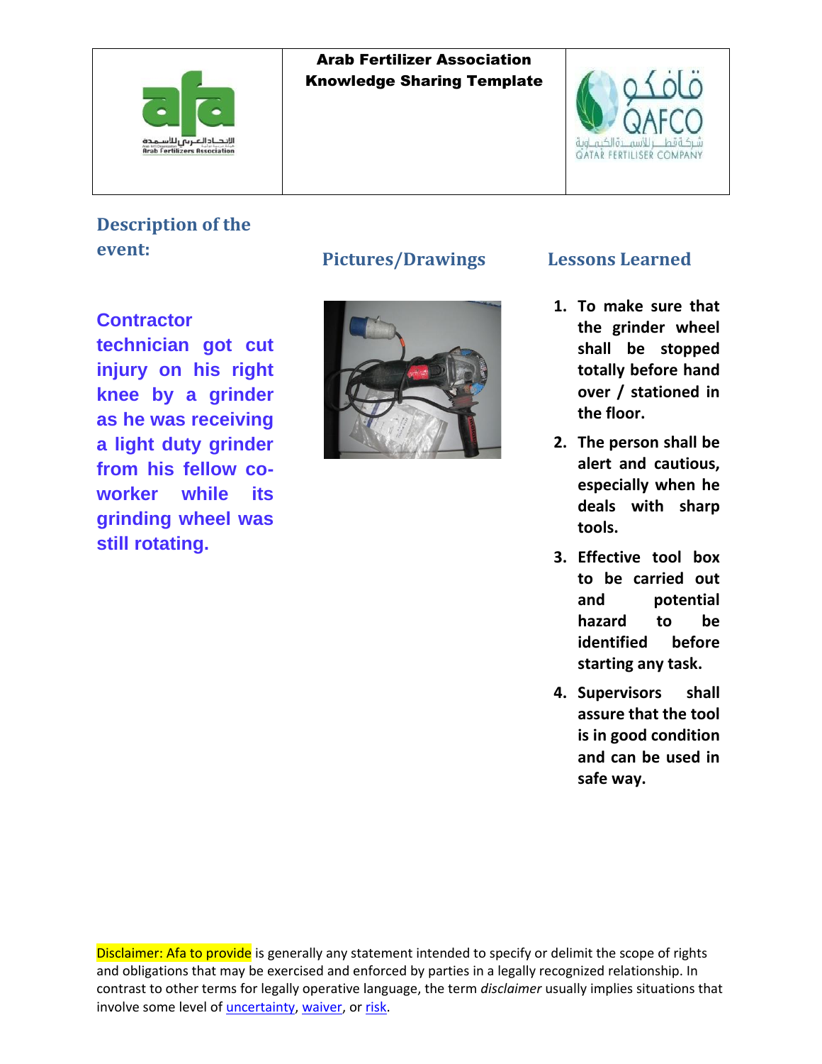| | Arab Fertilizer Association Knowledge Sharing Template | |
|---|---|---|

## Description of the event:

**Contractor technician got cut injury on his right knee by a grinder as he was receiving a light duty grinder from his fellow co-worker while its grinding wheel was still rotating.**

## Pictures/Drawings

## Lessons Learned

1. **To make sure that the grinder wheel shall be stopped totally before hand over / stationed in the floor.**
2. **The person shall be alert and cautious, especially when he deals with sharp tools.**
3. **Effective tool box to be carried out and potential hazard to be identified before starting any task.**
4. **Supervisors shall assure that the tool is in good condition and can be used in safe way.**

Disclaimer: Afa to provide is generally any statement intended to specify or delimit the scope of rights and obligations that may be exercised and enforced by parties in a legally recognized relationship. In contrast to other terms for legally operative language, the term *disclaimer* usually implies situations that involve some level of uncertainty, waiver, or risk.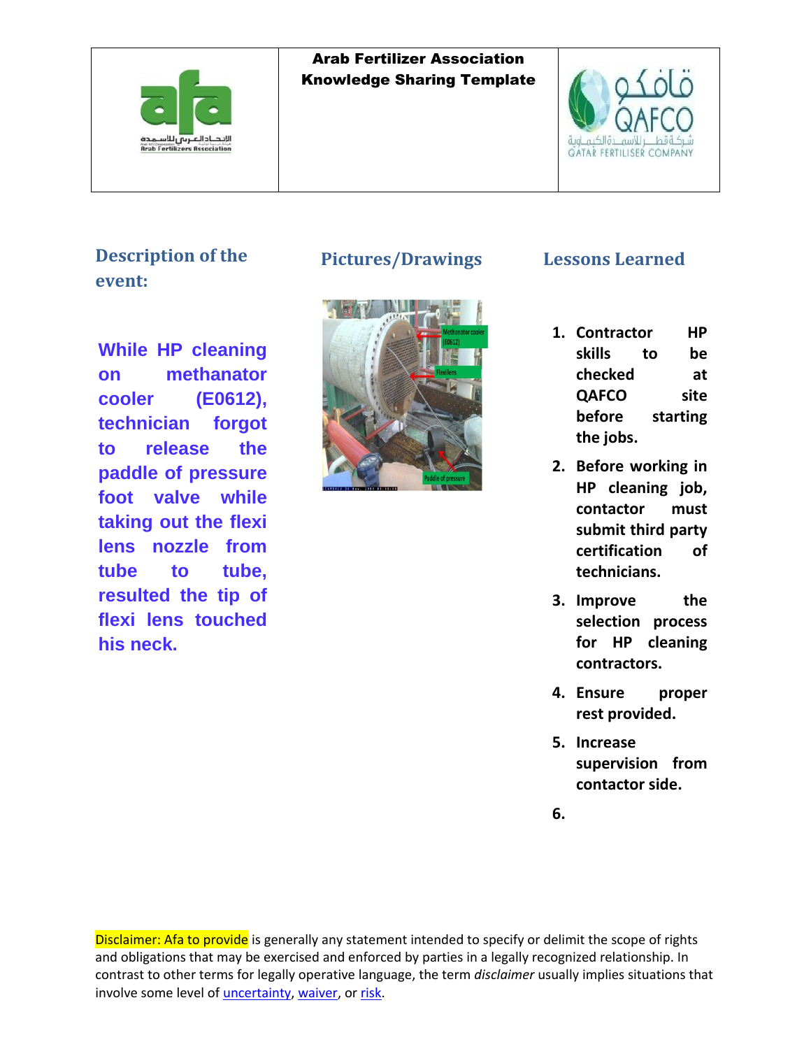| | **Arab Fertilizer Association Knowledge Sharing Template** | |
|---|---|---|

## Description of the event:

**While HP cleaning on methanator cooler (E0612), technician forgot to release the paddle of pressure foot valve while taking out the flexi lens nozzle from tube to tube, resulted the tip of flexi lens touched his neck.**

## Pictures/Drawings

## Lessons Learned

1. **Contractor HP skills to be checked at QAFCO site before starting the jobs.**
2. **Before working in HP cleaning job, contactor must submit third party certification of technicians.**
3. **Improve the selection process for HP cleaning contractors.**
4. **Ensure proper rest provided.**
5. **Increase supervision from contactor side.**
6. 

Disclaimer: Afa to provide is generally any statement intended to specify or delimit the scope of rights and obligations that may be exercised and enforced by parties in a legally recognized relationship. In contrast to other terms for legally operative language, the term *disclaimer* usually implies situations that involve some level of uncertainty, waiver, or risk.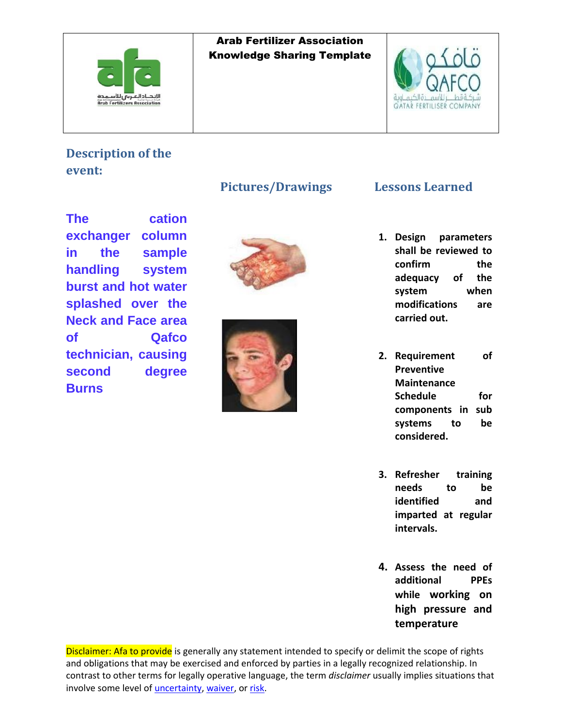| | Arab Fertilizer Association Knowledge Sharing Template | |
|---|---|---|

### Description of the event:

**The cation exchanger column in the sample handling system burst and hot water splashed over the Neck and Face area of Qafco technician, causing second degree Burns**

### Pictures/Drawings

### Lessons Learned

1. **Design parameters shall be reviewed to confirm the adequacy of the system when modifications are carried out.**

2. **Requirement of Preventive Maintenance Schedule for components in sub systems to be considered.**

3. **Refresher training needs to be identified and imparted at regular intervals.**

4. **Assess the need of additional PPEs while working on high pressure and temperature**

Disclaimer: Afa to provide is generally any statement intended to specify or delimit the scope of rights and obligations that may be exercised and enforced by parties in a legally recognized relationship. In contrast to other terms for legally operative language, the term *disclaimer* usually implies situations that involve some level of uncertainty, waiver, or risk.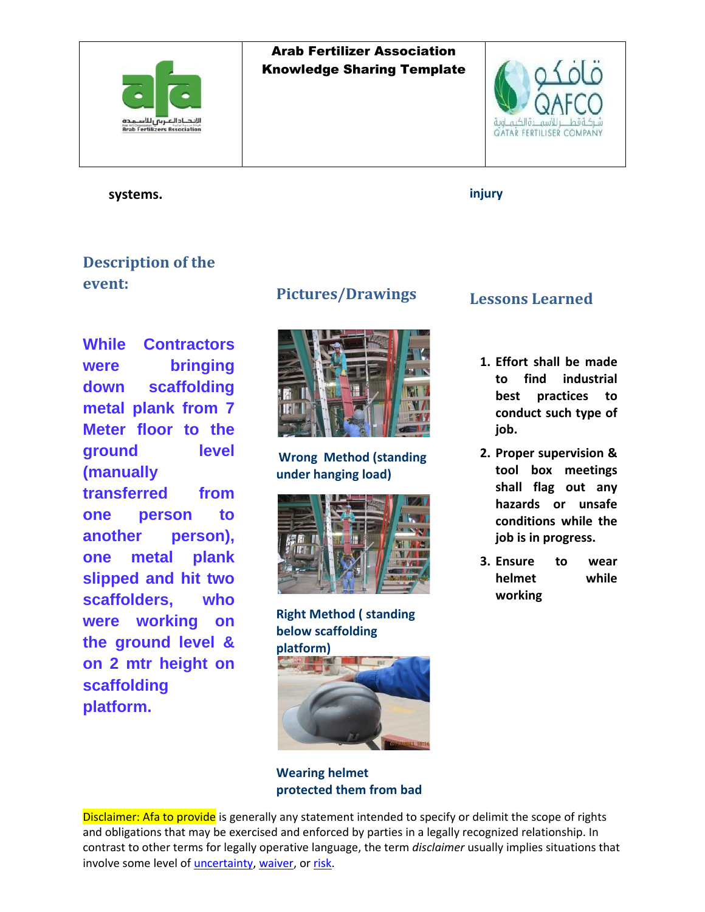| Arab Fertilizer Association Knowledge Sharing Template | | |
|---|---|---|

systems.

injury

## Description of the event:

While Contractors were bringing down scaffolding metal plank from 7 Meter floor to the ground level (manually transferred from one person to another person), one metal plank slipped and hit two scaffolders, who were working on the ground level & on 2 mtr height on scaffolding platform.

## Pictures/Drawings

Wrong Method (standing under hanging load)

Right Method ( standing below scaffolding platform)

Wearing helmet protected them from bad

## Lessons Learned

1. Effort shall be made to find industrial best practices to conduct such type of job.
2. Proper supervision & tool box meetings shall flag out any hazards or unsafe conditions while the job is in progress.
3. Ensure to wear helmet while working

Disclaimer: Afa to provide is generally any statement intended to specify or delimit the scope of rights and obligations that may be exercised and enforced by parties in a legally recognized relationship. In contrast to other terms for legally operative language, the term *disclaimer* usually implies situations that involve some level of uncertainty, waiver, or risk.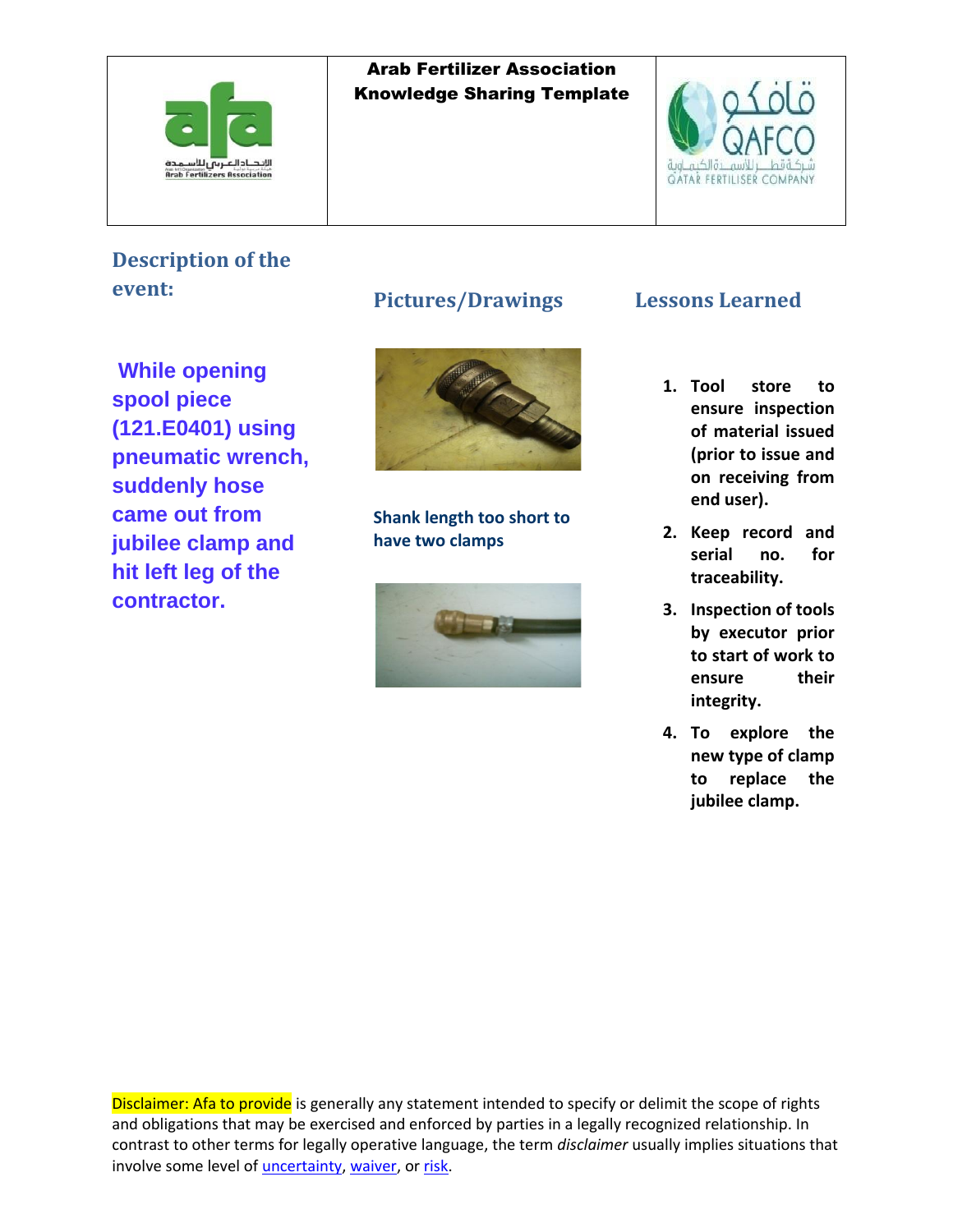**Arab Fertilizer Association**
**Knowledge Sharing Template**

## Description of the event:

**While opening spool piece (121.E0401) using pneumatic wrench, suddenly hose came out from jubilee clamp and hit left leg of the contractor.**

## Pictures/Drawings

Shank length too short to have two clamps

## Lessons Learned

1. **Tool store to ensure inspection of material issued (prior to issue and on receiving from end user).**
2. **Keep record and serial no. for traceability.**
3. **Inspection of tools by executor prior to start of work to ensure their integrity.**
4. **To explore the new type of clamp to replace the jubilee clamp.**

Disclaimer: Afa to provide is generally any statement intended to specify or delimit the scope of rights and obligations that may be exercised and enforced by parties in a legally recognized relationship. In contrast to other terms for legally operative language, the term *disclaimer* usually implies situations that involve some level of uncertainty, waiver, or risk.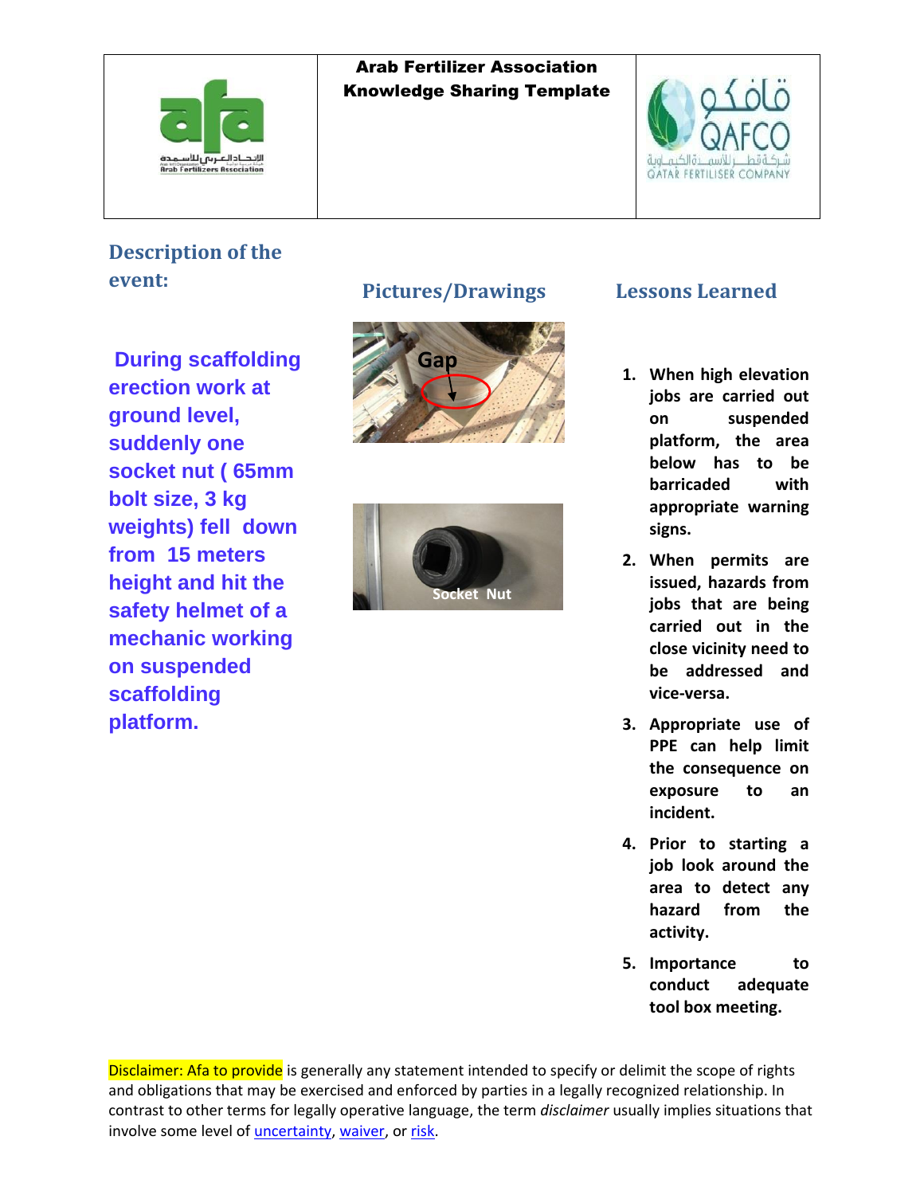**Arab Fertilizer Association**
**Knowledge Sharing Template**

## Description of the event:

**During scaffolding erection work at ground level, suddenly one socket nut ( 65mm bolt size, 3 kg weights) fell down from 15 meters height and hit the safety helmet of a mechanic working on suspended scaffolding platform.**

## Pictures/Drawings

Gap

Socket Nut

## Lessons Learned

1. **When high elevation jobs are carried out on suspended platform, the area below has to be barricaded with appropriate warning signs.**
2. **When permits are issued, hazards from jobs that are being carried out in the close vicinity need to be addressed and vice-versa.**
3. **Appropriate use of PPE can help limit the consequence on exposure to an incident.**
4. **Prior to starting a job look around the area to detect any hazard from the activity.**
5. **Importance to conduct adequate tool box meeting.**

Disclaimer: Afa to provide is generally any statement intended to specify or delimit the scope of rights and obligations that may be exercised and enforced by parties in a legally recognized relationship. In contrast to other terms for legally operative language, the term *disclaimer* usually implies situations that involve some level of uncertainty, waiver, or risk.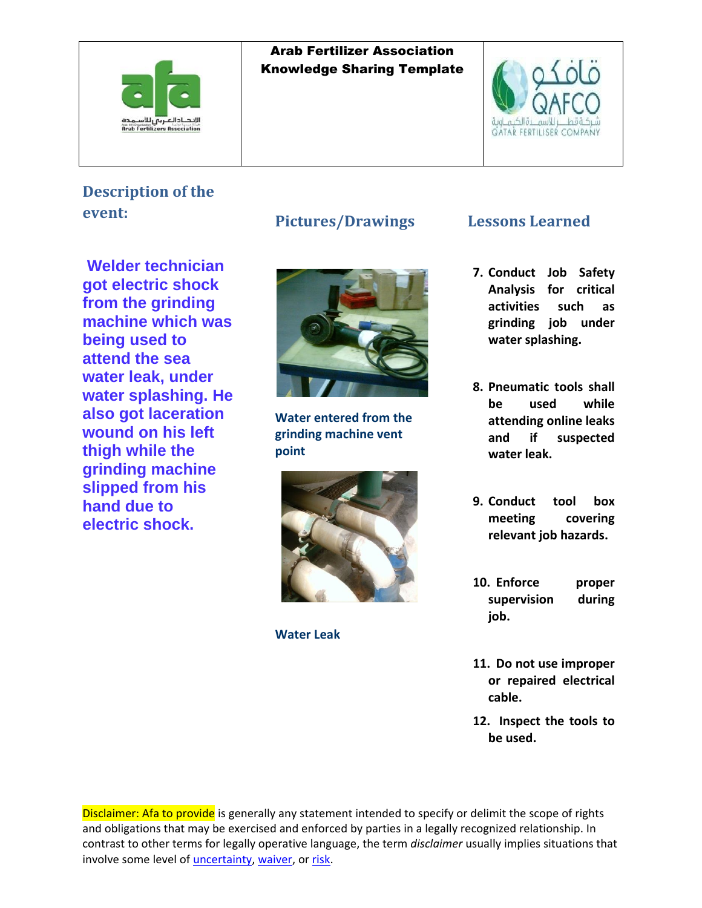**Arab Fertilizer Association**
**Knowledge Sharing Template**

## Description of the event:

**Welder technician got electric shock from the grinding machine which was being used to attend the sea water leak, under water splashing. He also got laceration wound on his left thigh while the grinding machine slipped from his hand due to electric shock.**

## Pictures/Drawings

Water entered from the grinding machine vent point

Water Leak

## Lessons Learned

7. **Conduct Job Safety Analysis for critical activities such as grinding job under water splashing.**
8. **Pneumatic tools shall be used while attending online leaks and if suspected water leak.**
9. **Conduct tool box meeting covering relevant job hazards.**
10. **Enforce proper supervision during job.**
11. **Do not use improper or repaired electrical cable.**
12. **Inspect the tools to be used.**

Disclaimer: Afa to provide is generally any statement intended to specify or delimit the scope of rights and obligations that may be exercised and enforced by parties in a legally recognized relationship. In contrast to other terms for legally operative language, the term *disclaimer* usually implies situations that involve some level of uncertainty, waiver, or risk.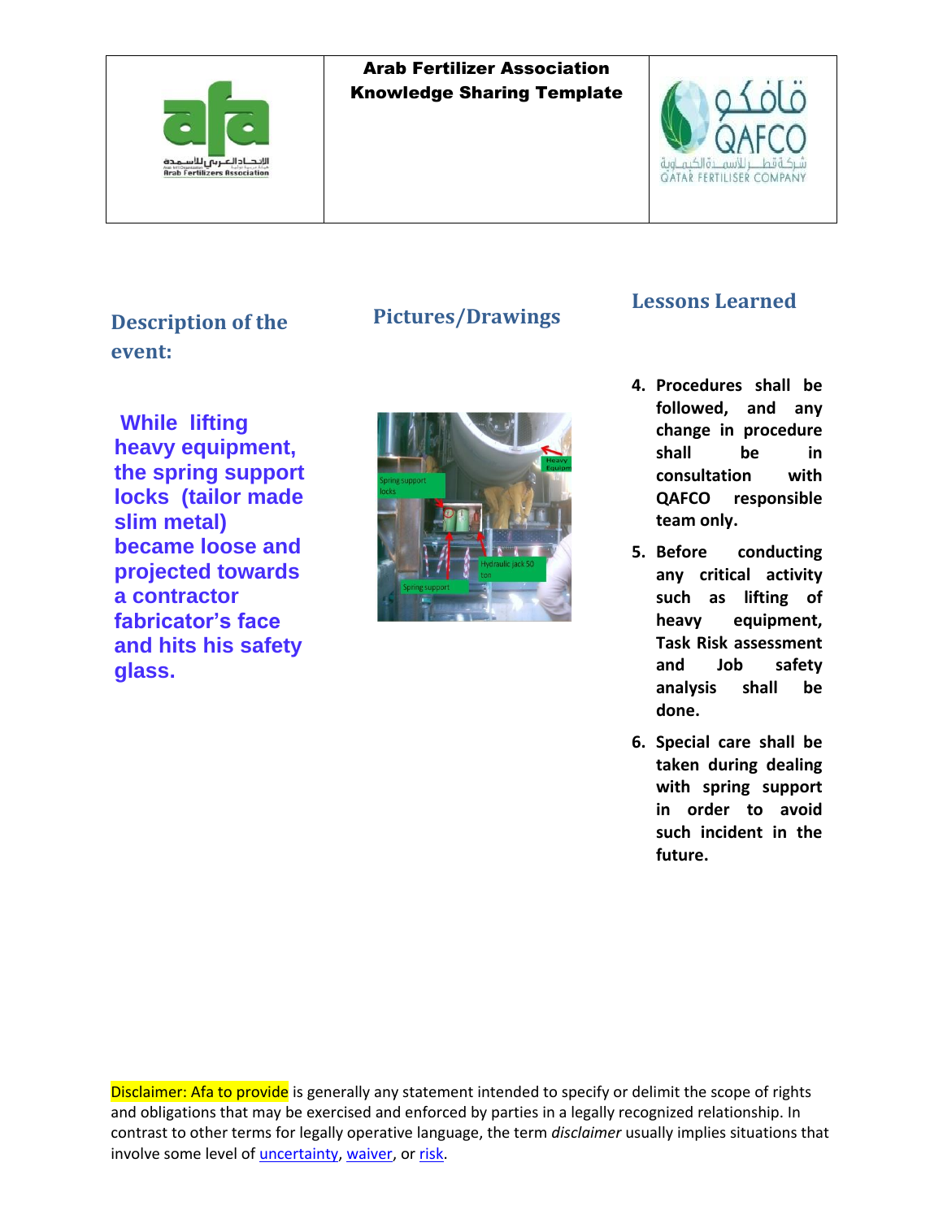| Arab Fertilizer Association Knowledge Sharing Template |
|---|

## Description of the event:

**While lifting heavy equipment, the spring support locks (tailor made slim metal) became loose and projected towards a contractor fabricator's face and hits his safety glass.**

## Pictures/Drawings

Spring support locks

Heavy Equipm

Hydraulic jack 50 ton

Spring support

## Lessons Learned

4. **Procedures shall be followed, and any change in procedure shall be in consultation with QAFCO responsible team only.**
5. **Before conducting any critical activity such as lifting of heavy equipment, Task Risk assessment and Job safety analysis shall be done.**
6. **Special care shall be taken during dealing with spring support in order to avoid such incident in the future.**

Disclaimer: Afa to provide is generally any statement intended to specify or delimit the scope of rights and obligations that may be exercised and enforced by parties in a legally recognized relationship. In contrast to other terms for legally operative language, the term *disclaimer* usually implies situations that involve some level of uncertainty, waiver, or risk.